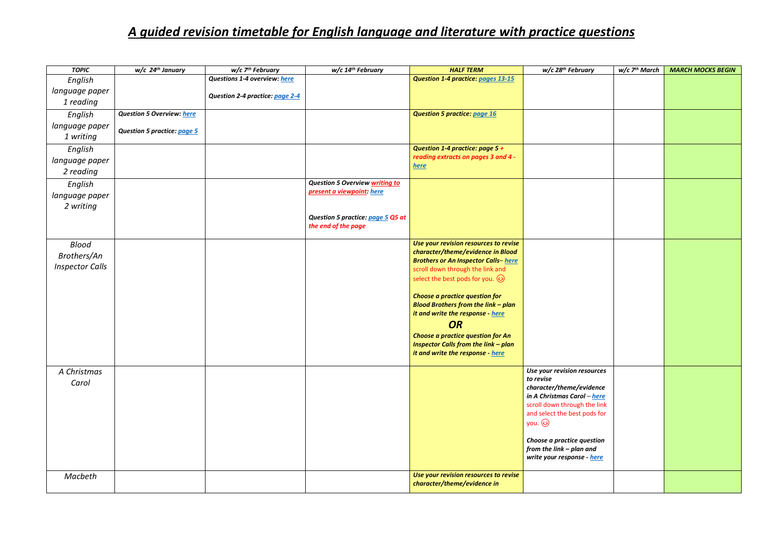# *A guided revision timetable for English language and literature with practice questions*

| TOPIC | w/c 24th January | w/c 7th February | w/c 14th February | HALF TERM | w/c 28th February | w/c 7th March | MARCH MOCKS BEGIN |
|---|---|---|---|---|---|---|---|
| English language paper 1 reading | | ***Questions 1-4 overview: here***<br><br>***Question 2-4 practice: page 2-4*** | | ***Question 1-4 practice: pages 13-15*** | | | |
| English language paper 1 writing | ***Question 5 Overview: here***<br><br>***Question 5 practice: page 5*** | | | ***Question 5 practice: page 16*** | | | |
| English language paper 2 reading | | | | ***Question 1-4 practice: page 5 + reading extracts on pages 3 and 4 - here*** | | | |
| English language paper 2 writing | | | ***Question 5 Overview writing to present a viewpoint: here***<br><br>***Question 5 practice: page 5 Q5 at the end of the page*** | | | | |
| Blood Brothers/An Inspector Calls | | | | ***Use your revision resources to revise character/theme/evidence in Blood Brothers or An Inspector Calls– here*** scroll down through the link and select the best pods for you. ☺<br><br>***Choose a practice question for Blood Brothers from the link – plan it and write the response - here***<br><br>***OR***<br><br>***Choose a practice question for An Inspector Calls from the link – plan it and write the response - here*** | | | |
| A Christmas Carol | | | | | ***Use your revision resources to revise character/theme/evidence in A Christmas Carol – here*** scroll down through the link and select the best pods for you. ☺<br><br>***Choose a practice question from the link – plan and write your response - here*** | | |
| Macbeth | | | | ***Use your revision resources to revise character/theme/evidence in*** | | | |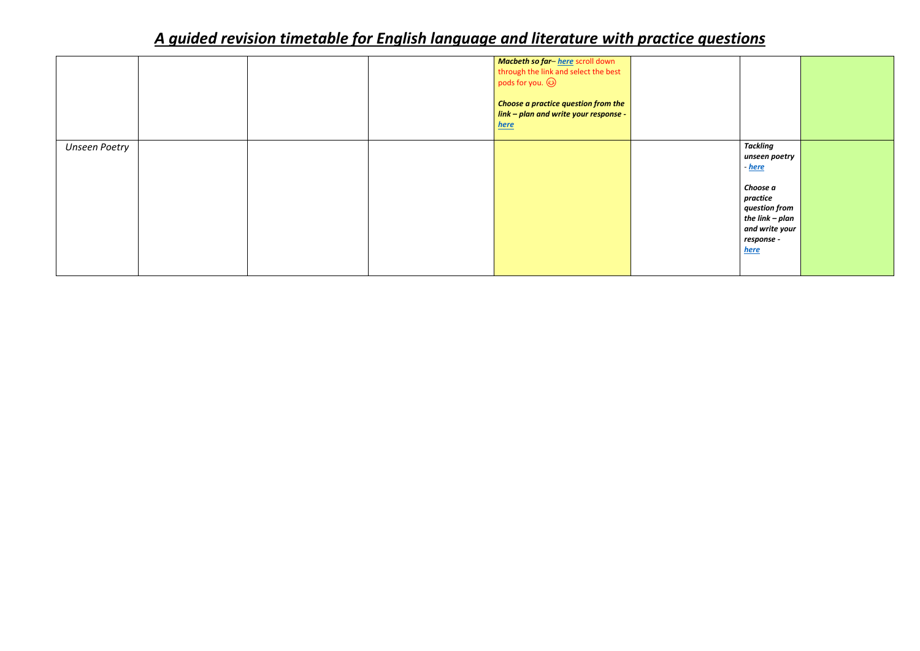# *A guided revision timetable for English language and literature with practice questions*

| | | | | | | | |
|---|---|---|---|---|---|---|---|
| | | | | ***Macbeth so far*** – ***here*** scroll down through the link and select the best pods for you. 😉<br><br>***Choose a practice question from the link – plan and write your response - here*** | | | |
| *Unseen Poetry* | | | | | | ***Tackling unseen poetry - here***<br><br>***Choose a practice question from the link – plan and write your response - here*** | |